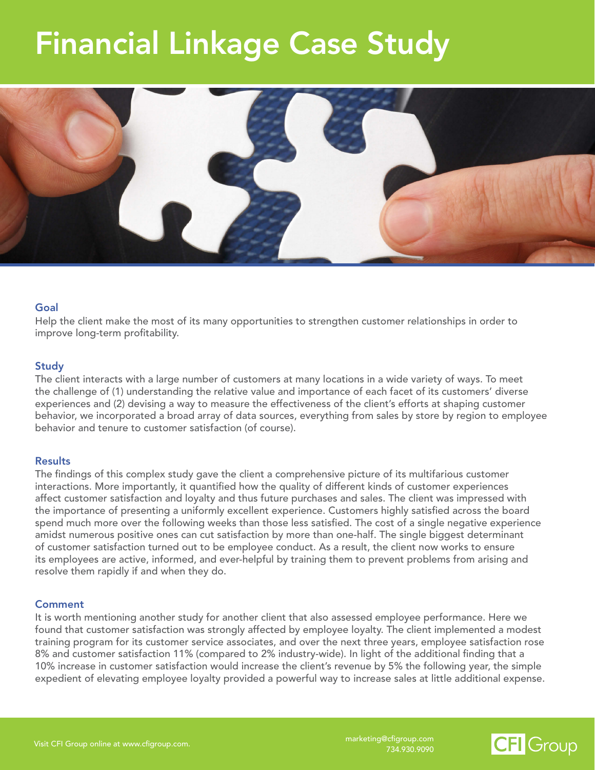# Financial Linkage Case Study

## Goal

Help the client make the most of its many opportunities to strengthen customer relationships in order to improve long-term profitability.

## Study

The client interacts with a large number of customers at many locations in a wide variety of ways. To meet the challenge of (1) understanding the relative value and importance of each facet of its customers' diverse experiences and (2) devising a way to measure the effectiveness of the client's efforts at shaping customer behavior, we incorporated a broad array of data sources, everything from sales by store by region to employee behavior and tenure to customer satisfaction (of course).

## Results

The findings of this complex study gave the client a comprehensive picture of its multifarious customer interactions. More importantly, it quantified how the quality of different kinds of customer experiences affect customer satisfaction and loyalty and thus future purchases and sales. The client was impressed with the importance of presenting a uniformly excellent experience. Customers highly satisfied across the board spend much more over the following weeks than those less satisfied. The cost of a single negative experience amidst numerous positive ones can cut satisfaction by more than one-half. The single biggest determinant of customer satisfaction turned out to be employee conduct. As a result, the client now works to ensure its employees are active, informed, and ever-helpful by training them to prevent problems from arising and resolve them rapidly if and when they do.

## Comment

It is worth mentioning another study for another client that also assessed employee performance. Here we found that customer satisfaction was strongly affected by employee loyalty. The client implemented a modest training program for its customer service associates, and over the next three years, employee satisfaction rose 8% and customer satisfaction 11% (compared to 2% industry-wide). In light of the additional finding that a 10% increase in customer satisfaction would increase the client's revenue by 5% the following year, the simple expedient of elevating employee loyalty provided a powerful way to increase sales at little additional expense.

Visit CFI Group online at www.cfigroup.com.

marketing@cfigroup.com
734.930.9090

CFI Group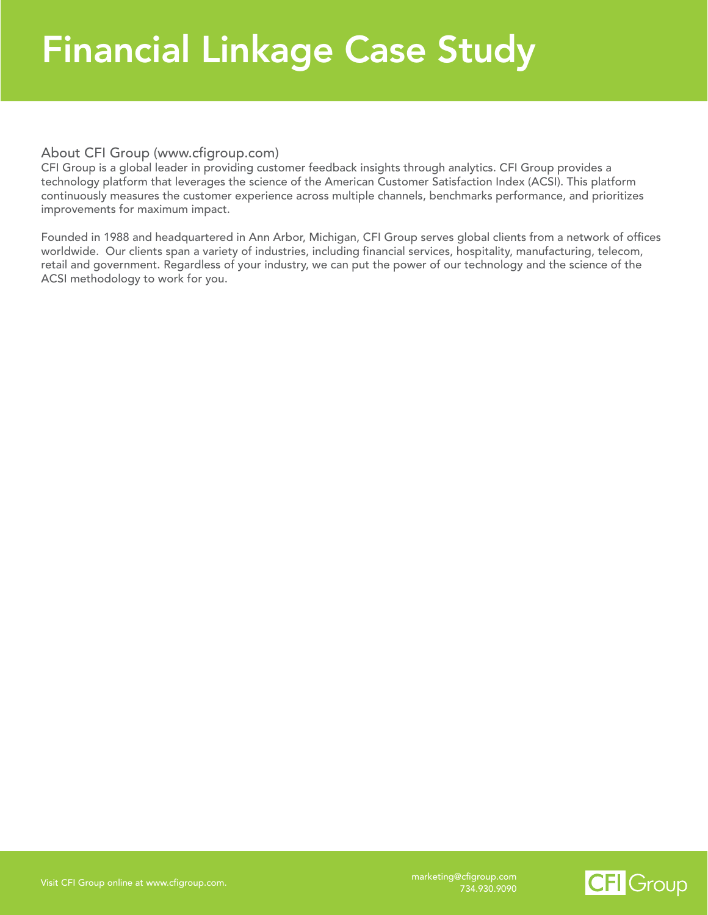# Financial Linkage Case Study

### About CFI Group (www.cfigroup.com)

CFI Group is a global leader in providing customer feedback insights through analytics. CFI Group provides a technology platform that leverages the science of the American Customer Satisfaction Index (ACSI). This platform continuously measures the customer experience across multiple channels, benchmarks performance, and prioritizes improvements for maximum impact.

Founded in 1988 and headquartered in Ann Arbor, Michigan, CFI Group serves global clients from a network of offices worldwide. Our clients span a variety of industries, including financial services, hospitality, manufacturing, telecom, retail and government. Regardless of your industry, we can put the power of our technology and the science of the ACSI methodology to work for you.

Visit CFI Group online at www.cfigroup.com.

marketing@cfigroup.com
734.930.9090

CFI Group